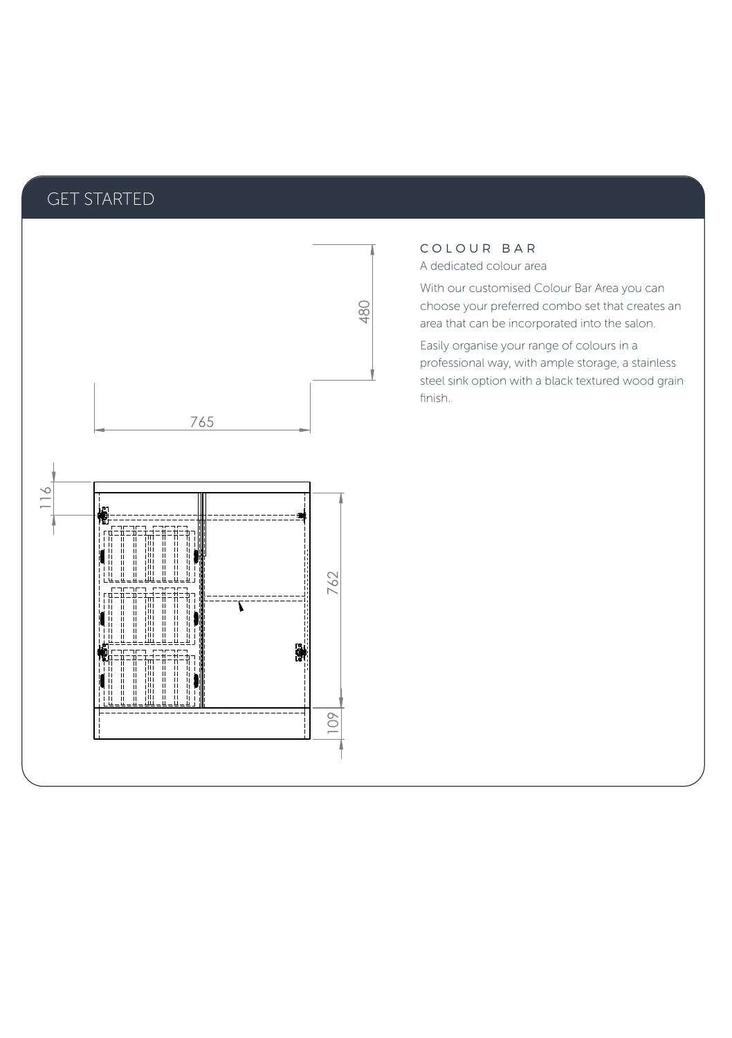## GET STARTED

480

765

116

762

109

### COLOUR BAR

A dedicated colour area

With our customised Colour Bar Area you can choose your preferred combo set that creates an area that can be incorporated into the salon.

Easily organise your range of colours in a professional way, with ample storage, a stainless steel sink option with a black textured wood grain finish.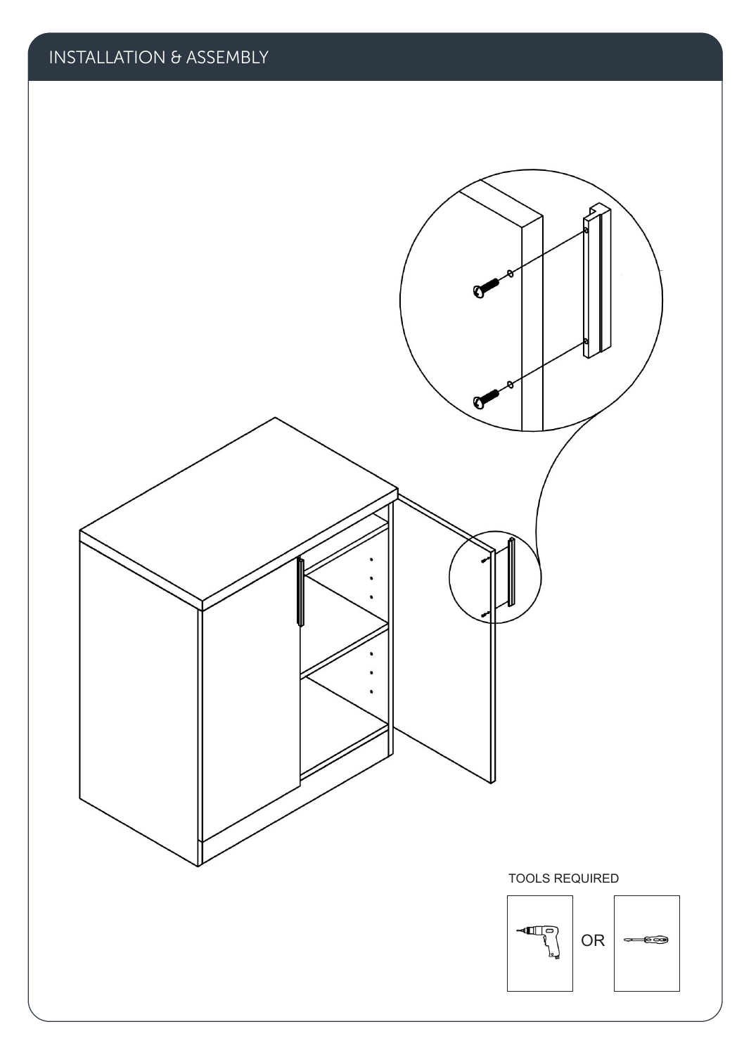## INSTALLATION & ASSEMBLY

TOOLS REQUIRED

OR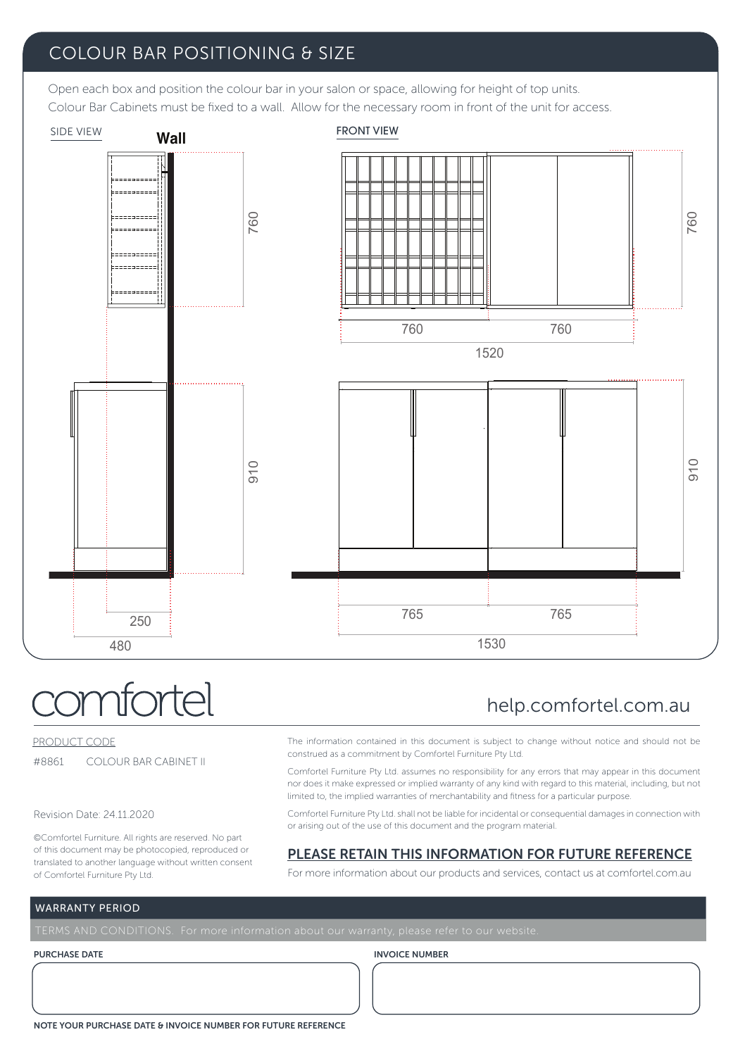## COLOUR BAR POSITIONING & SIZE

Open each box and position the colour bar in your salon or space, allowing for height of top units.
Colour Bar Cabinets must be fixed to a wall. Allow for the necessary room in front of the unit for access.

SIDE VIEW

Wall

760

910

250

480

FRONT VIEW

760

760

760

1520

910

765

765

1530

comfortel

help.comfortel.com.au

PRODUCT CODE

#8861 COLOUR BAR CABINET II

Revision Date: 24.11.2020

©Comfortel Furniture. All rights are reserved. No part of this document may be photocopied, reproduced or translated to another language without written consent of Comfortel Furniture Pty Ltd.

The information contained in this document is subject to change without notice and should not be construed as a commitment by Comfortel Furniture Pty Ltd.

Comfortel Furniture Pty Ltd. assumes no responsibility for any errors that may appear in this document nor does it make expressed or implied warranty of any kind with regard to this material, including, but not limited to, the implied warranties of merchantability and fitness for a particular purpose.

Comfortel Furniture Pty Ltd. shall not be liable for incidental or consequential damages in connection with or arising out of the use of this document and the program material.

**PLEASE RETAIN THIS INFORMATION FOR FUTURE REFERENCE**

For more information about our products and services, contact us at comfortel.com.au

## WARRANTY PERIOD

TERMS AND CONDITIONS. For more information about our warranty, please refer to our website.

**PURCHASE DATE**

**INVOICE NUMBER**

**NOTE YOUR PURCHASE DATE & INVOICE NUMBER FOR FUTURE REFERENCE**